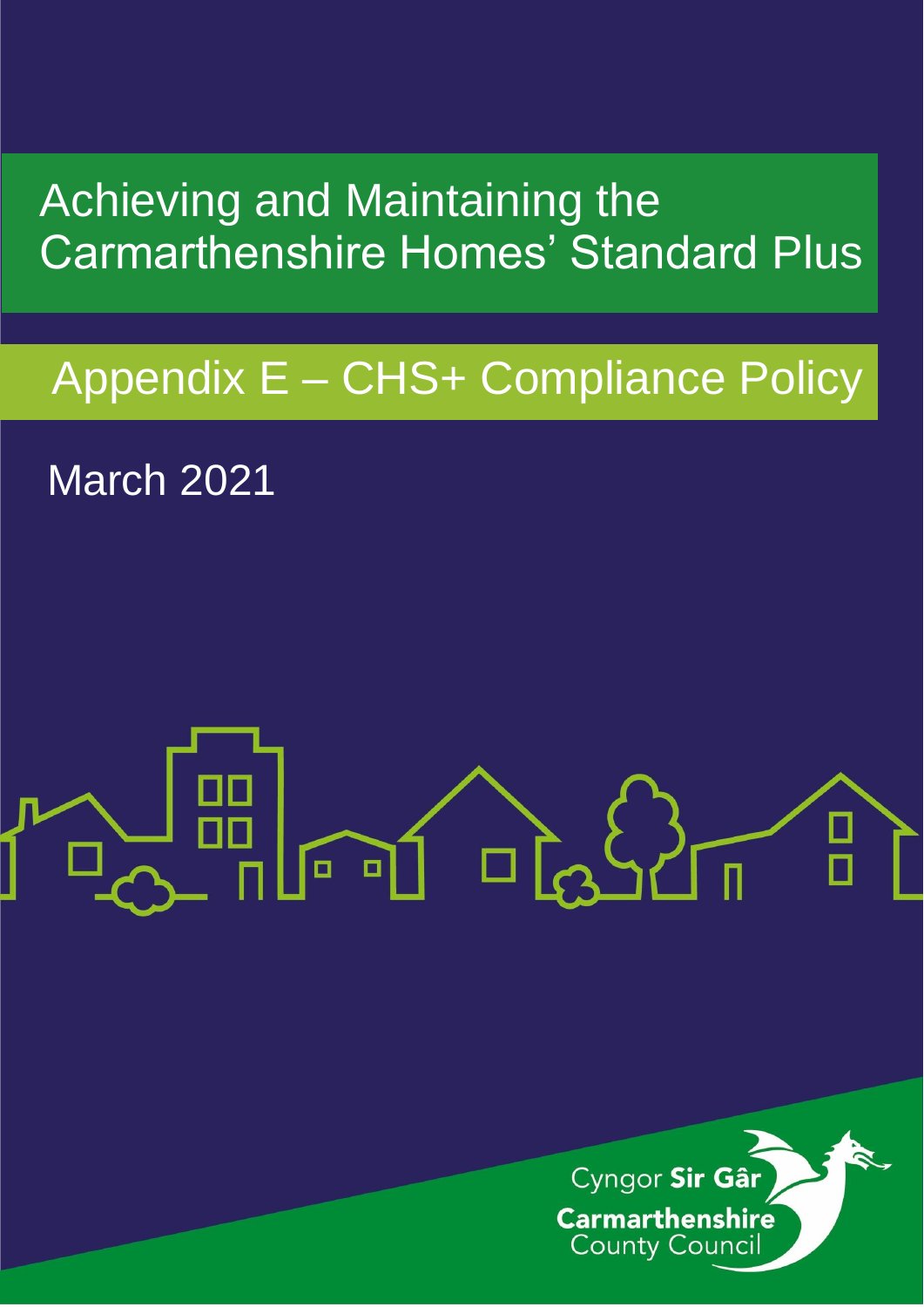# Achieving and Maintaining the Carmarthenshire Homes' Standard Plus

## Appendix E – CHS+ Compliance Policy

March 2021

Cyngor **Sir Gâr**
**Carmarthenshire**
County Council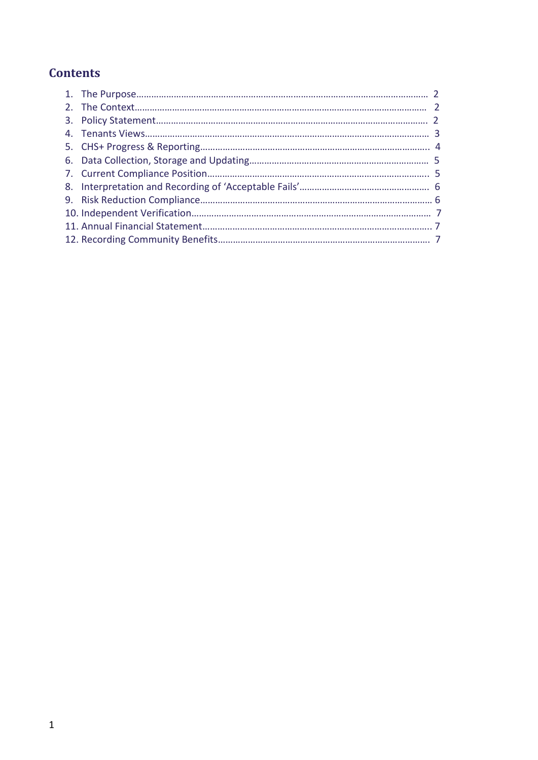# Contents

1. The Purpose ........................................ 2
2. The Context ........................................ 2
3. Policy Statement ........................................ 2
4. Tenants Views ........................................ 3
5. CHS+ Progress & Reporting ........................................ 4
6. Data Collection, Storage and Updating ........................................ 5
7. Current Compliance Position ........................................ 5
8. Interpretation and Recording of 'Acceptable Fails' ........................................ 6
9. Risk Reduction Compliance ........................................ 6
10. Independent Verification ........................................ 7
11. Annual Financial Statement ........................................ 7
12. Recording Community Benefits ........................................ 7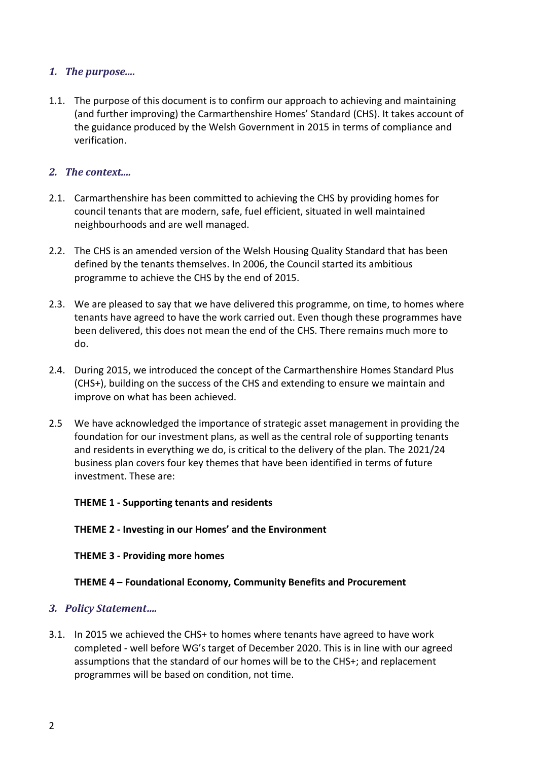## *1. The purpose….*

1.1. The purpose of this document is to confirm our approach to achieving and maintaining (and further improving) the Carmarthenshire Homes' Standard (CHS). It takes account of the guidance produced by the Welsh Government in 2015 in terms of compliance and verification.

## *2. The context….*

2.1. Carmarthenshire has been committed to achieving the CHS by providing homes for council tenants that are modern, safe, fuel efficient, situated in well maintained neighbourhoods and are well managed.

2.2. The CHS is an amended version of the Welsh Housing Quality Standard that has been defined by the tenants themselves. In 2006, the Council started its ambitious programme to achieve the CHS by the end of 2015.

2.3. We are pleased to say that we have delivered this programme, on time, to homes where tenants have agreed to have the work carried out. Even though these programmes have been delivered, this does not mean the end of the CHS. There remains much more to do.

2.4. During 2015, we introduced the concept of the Carmarthenshire Homes Standard Plus (CHS+), building on the success of the CHS and extending to ensure we maintain and improve on what has been achieved.

2.5 We have acknowledged the importance of strategic asset management in providing the foundation for our investment plans, as well as the central role of supporting tenants and residents in everything we do, is critical to the delivery of the plan. The 2021/24 business plan covers four key themes that have been identified in terms of future investment. These are:

**THEME 1 - Supporting tenants and residents**

**THEME 2 - Investing in our Homes' and the Environment**

**THEME 3 - Providing more homes**

**THEME 4 – Foundational Economy, Community Benefits and Procurement**

## *3. Policy Statement….*

3.1. In 2015 we achieved the CHS+ to homes where tenants have agreed to have work completed - well before WG's target of December 2020. This is in line with our agreed assumptions that the standard of our homes will be to the CHS+; and replacement programmes will be based on condition, not time.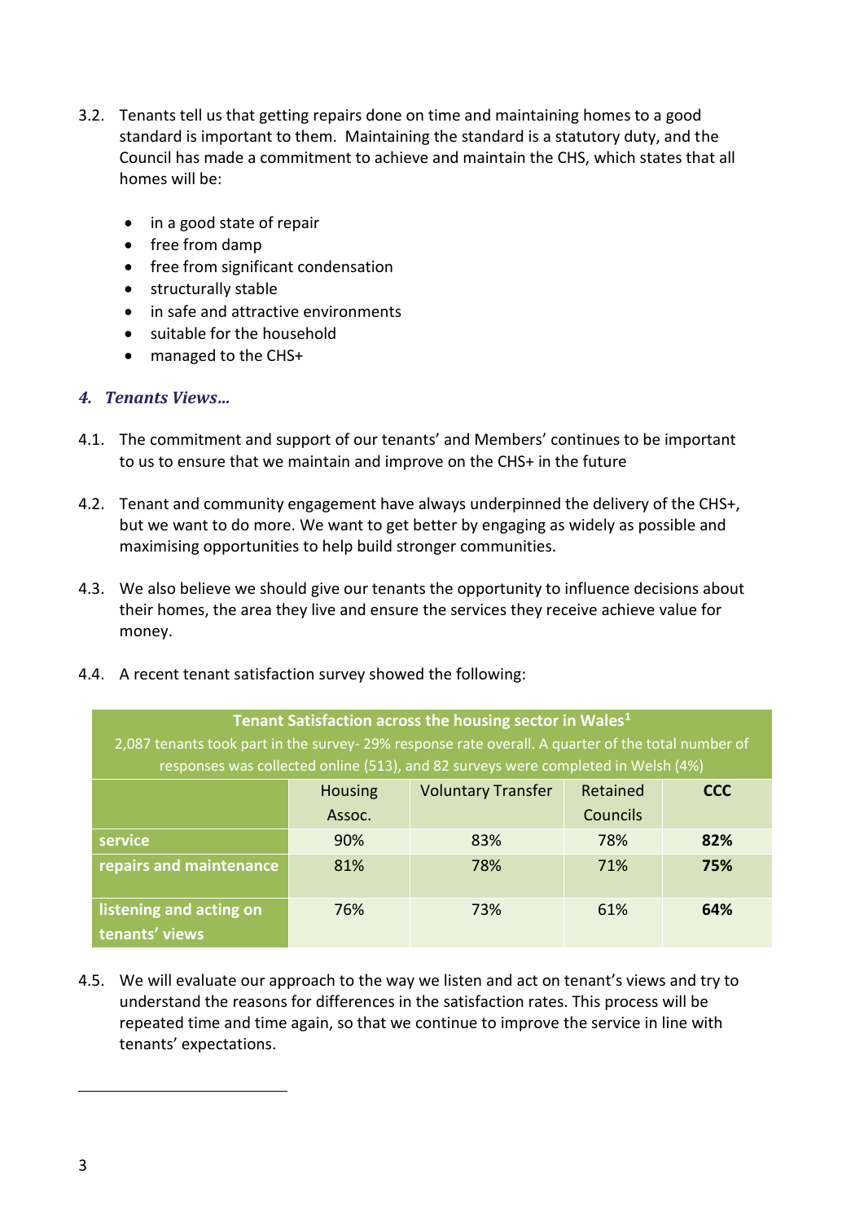3.2. Tenants tell us that getting repairs done on time and maintaining homes to a good standard is important to them. Maintaining the standard is a statutory duty, and the Council has made a commitment to achieve and maintain the CHS, which states that all homes will be:

- in a good state of repair
- free from damp
- free from significant condensation
- structurally stable
- in safe and attractive environments
- suitable for the household
- managed to the CHS+

### *4. Tenants Views…*

4.1. The commitment and support of our tenants' and Members' continues to be important to us to ensure that we maintain and improve on the CHS+ in the future

4.2. Tenant and community engagement have always underpinned the delivery of the CHS+, but we want to do more. We want to get better by engaging as widely as possible and maximising opportunities to help build stronger communities.

4.3. We also believe we should give our tenants the opportunity to influence decisions about their homes, the area they live and ensure the services they receive achieve value for money.

4.4. A recent tenant satisfaction survey showed the following:

| **Tenant Satisfaction across the housing sector in Wales**[1] 2,087 tenants took part in the survey- 29% response rate overall. A quarter of the total number of responses was collected online (513), and 82 surveys were completed in Welsh (4%) | | | | |
|---|---|---|---|---|
| | Housing Assoc. | Voluntary Transfer | Retained Councils | **CCC** |
| **service** | 90% | 83% | 78% | **82%** |
| **repairs and maintenance** | 81% | 78% | 71% | **75%** |
| **listening and acting on tenants' views** | 76% | 73% | 61% | **64%** |

4.5. We will evaluate our approach to the way we listen and act on tenant's views and try to understand the reasons for differences in the satisfaction rates. This process will be repeated time and time again, so that we continue to improve the service in line with tenants' expectations.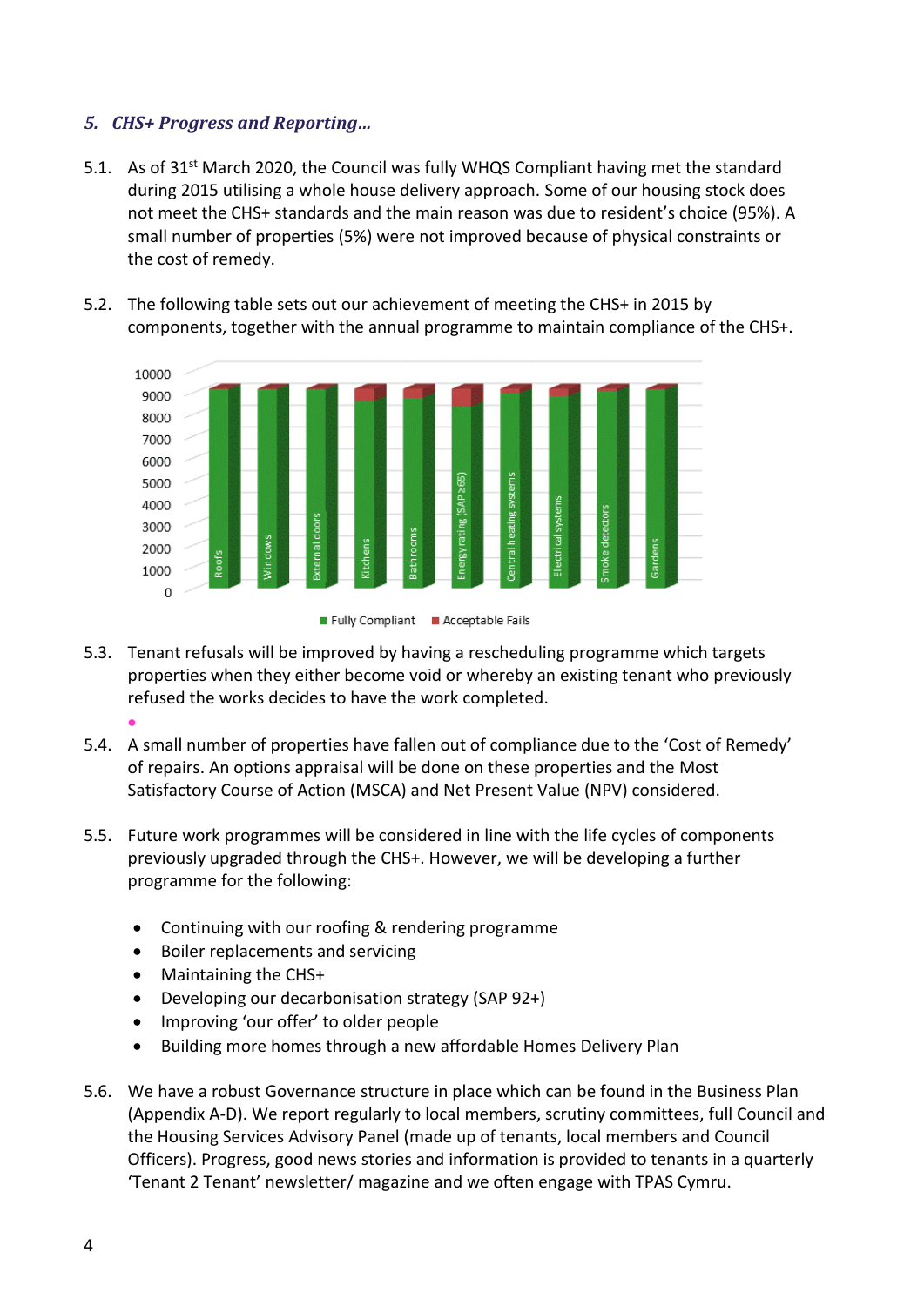### *5. CHS+ Progress and Reporting…*

5.1. As of 31st March 2020, the Council was fully WHQS Compliant having met the standard during 2015 utilising a whole house delivery approach. Some of our housing stock does not meet the CHS+ standards and the main reason was due to resident's choice (95%). A small number of properties (5%) were not improved because of physical constraints or the cost of remedy.

5.2. The following table sets out our achievement of meeting the CHS+ in 2015 by components, together with the annual programme to maintain compliance of the CHS+.

5.3. Tenant refusals will be improved by having a rescheduling programme which targets properties when they either become void or whereby an existing tenant who previously refused the works decides to have the work completed.

5.4. A small number of properties have fallen out of compliance due to the 'Cost of Remedy' of repairs. An options appraisal will be done on these properties and the Most Satisfactory Course of Action (MSCA) and Net Present Value (NPV) considered.

5.5. Future work programmes will be considered in line with the life cycles of components previously upgraded through the CHS+. However, we will be developing a further programme for the following:

- Continuing with our roofing & rendering programme
- Boiler replacements and servicing
- Maintaining the CHS+
- Developing our decarbonisation strategy (SAP 92+)
- Improving 'our offer' to older people
- Building more homes through a new affordable Homes Delivery Plan

5.6. We have a robust Governance structure in place which can be found in the Business Plan (Appendix A-D). We report regularly to local members, scrutiny committees, full Council and the Housing Services Advisory Panel (made up of tenants, local members and Council Officers). Progress, good news stories and information is provided to tenants in a quarterly 'Tenant 2 Tenant' newsletter/ magazine and we often engage with TPAS Cymru.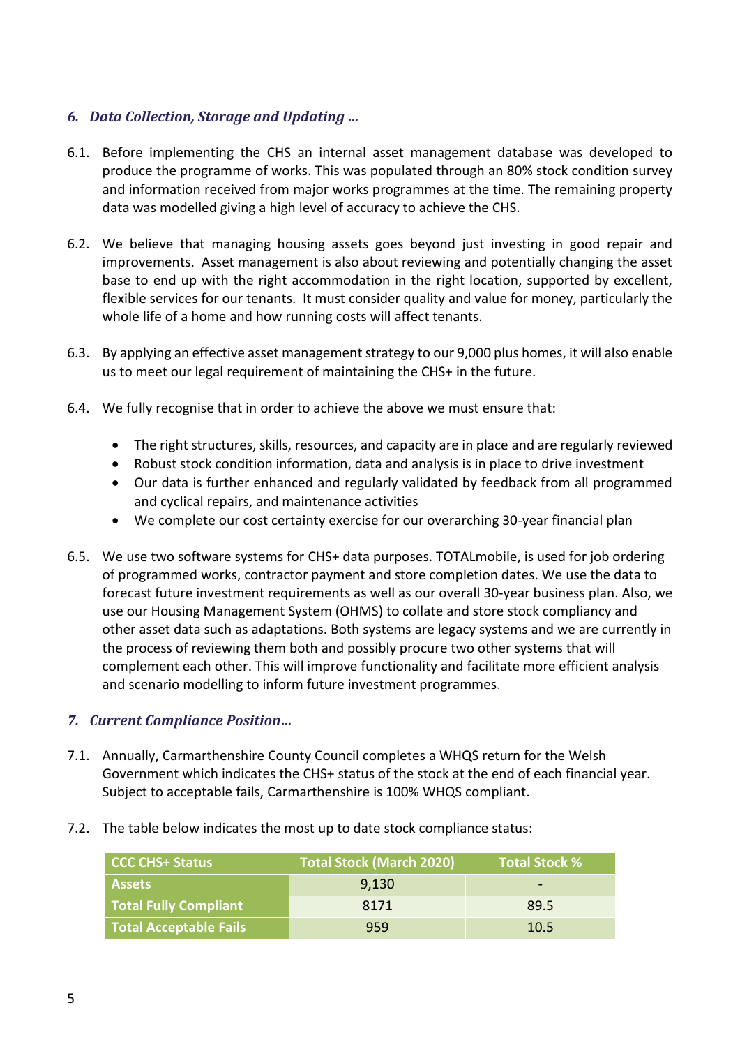## *6. Data Collection, Storage and Updating …*

6.1. Before implementing the CHS an internal asset management database was developed to produce the programme of works. This was populated through an 80% stock condition survey and information received from major works programmes at the time. The remaining property data was modelled giving a high level of accuracy to achieve the CHS.

6.2. We believe that managing housing assets goes beyond just investing in good repair and improvements. Asset management is also about reviewing and potentially changing the asset base to end up with the right accommodation in the right location, supported by excellent, flexible services for our tenants. It must consider quality and value for money, particularly the whole life of a home and how running costs will affect tenants.

6.3. By applying an effective asset management strategy to our 9,000 plus homes, it will also enable us to meet our legal requirement of maintaining the CHS+ in the future.

6.4. We fully recognise that in order to achieve the above we must ensure that:

- The right structures, skills, resources, and capacity are in place and are regularly reviewed
- Robust stock condition information, data and analysis is in place to drive investment
- Our data is further enhanced and regularly validated by feedback from all programmed and cyclical repairs, and maintenance activities
- We complete our cost certainty exercise for our overarching 30-year financial plan

6.5. We use two software systems for CHS+ data purposes. TOTALmobile, is used for job ordering of programmed works, contractor payment and store completion dates. We use the data to forecast future investment requirements as well as our overall 30-year business plan. Also, we use our Housing Management System (OHMS) to collate and store stock compliancy and other asset data such as adaptations. Both systems are legacy systems and we are currently in the process of reviewing them both and possibly procure two other systems that will complement each other. This will improve functionality and facilitate more efficient analysis and scenario modelling to inform future investment programmes.

## *7. Current Compliance Position…*

7.1. Annually, Carmarthenshire County Council completes a WHQS return for the Welsh Government which indicates the CHS+ status of the stock at the end of each financial year. Subject to acceptable fails, Carmarthenshire is 100% WHQS compliant.

7.2. The table below indicates the most up to date stock compliance status:

| CCC CHS+ Status | Total Stock (March 2020) | Total Stock % |
|---|---|---|
| Assets | 9,130 | - |
| Total Fully Compliant | 8171 | 89.5 |
| Total Acceptable Fails | 959 | 10.5 |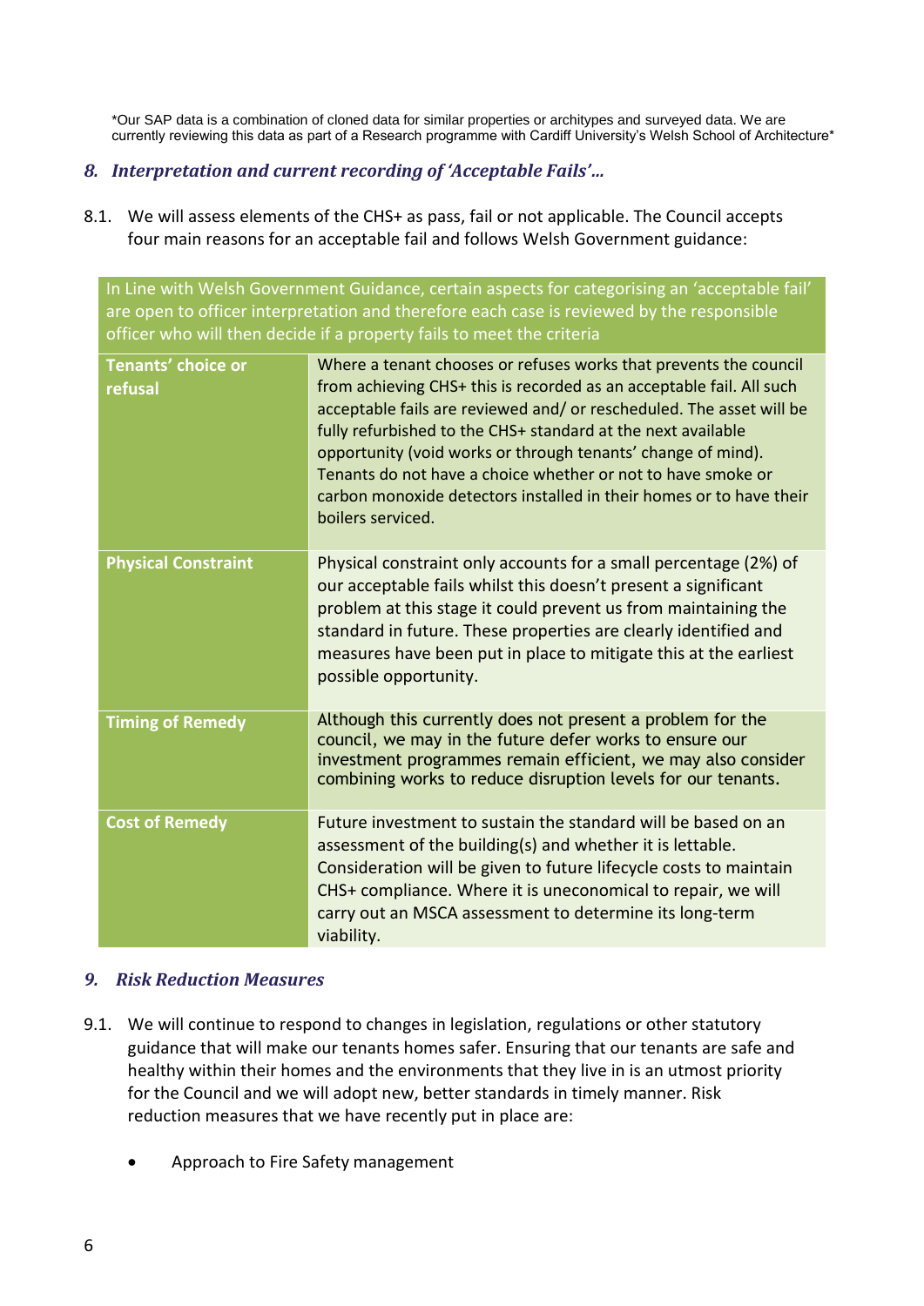*Our SAP data is a combination of cloned data for similar properties or architypes and surveyed data. We are currently reviewing this data as part of a Research programme with Cardiff University's Welsh School of Architecture*

## *8. Interpretation and current recording of 'Acceptable Fails'…*

8.1. We will assess elements of the CHS+ as pass, fail or not applicable. The Council accepts four main reasons for an acceptable fail and follows Welsh Government guidance:

| In Line with Welsh Government Guidance, certain aspects for categorising an 'acceptable fail' are open to officer interpretation and therefore each case is reviewed by the responsible officer who will then decide if a property fails to meet the criteria | |
|---|---|
| **Tenants' choice or refusal** | Where a tenant chooses or refuses works that prevents the council from achieving CHS+ this is recorded as an acceptable fail. All such acceptable fails are reviewed and/ or rescheduled. The asset will be fully refurbished to the CHS+ standard at the next available opportunity (void works or through tenants' change of mind). Tenants do not have a choice whether or not to have smoke or carbon monoxide detectors installed in their homes or to have their boilers serviced. |
| **Physical Constraint** | Physical constraint only accounts for a small percentage (2%) of our acceptable fails whilst this doesn't present a significant problem at this stage it could prevent us from maintaining the standard in future. These properties are clearly identified and measures have been put in place to mitigate this at the earliest possible opportunity. |
| **Timing of Remedy** | Although this currently does not present a problem for the council, we may in the future defer works to ensure our investment programmes remain efficient, we may also consider combining works to reduce disruption levels for our tenants. |
| **Cost of Remedy** | Future investment to sustain the standard will be based on an assessment of the building(s) and whether it is lettable. Consideration will be given to future lifecycle costs to maintain CHS+ compliance. Where it is uneconomical to repair, we will carry out an MSCA assessment to determine its long-term viability. |

## *9. Risk Reduction Measures*

9.1. We will continue to respond to changes in legislation, regulations or other statutory guidance that will make our tenants homes safer. Ensuring that our tenants are safe and healthy within their homes and the environments that they live in is an utmost priority for the Council and we will adopt new, better standards in timely manner. Risk reduction measures that we have recently put in place are:

- Approach to Fire Safety management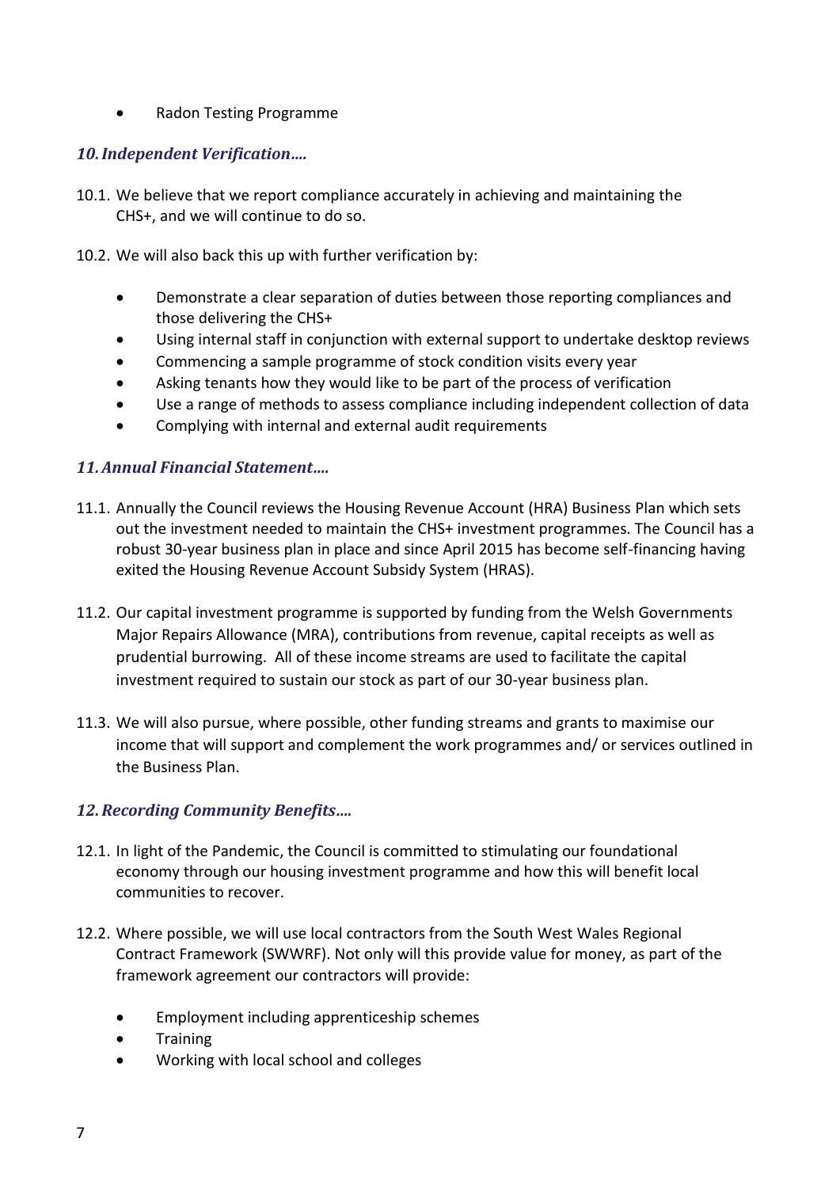- Radon Testing Programme

## *10. Independent Verification….*

10.1. We believe that we report compliance accurately in achieving and maintaining the CHS+, and we will continue to do so.

10.2. We will also back this up with further verification by:

- Demonstrate a clear separation of duties between those reporting compliances and those delivering the CHS+
- Using internal staff in conjunction with external support to undertake desktop reviews
- Commencing a sample programme of stock condition visits every year
- Asking tenants how they would like to be part of the process of verification
- Use a range of methods to assess compliance including independent collection of data
- Complying with internal and external audit requirements

## *11. Annual Financial Statement….*

11.1. Annually the Council reviews the Housing Revenue Account (HRA) Business Plan which sets out the investment needed to maintain the CHS+ investment programmes. The Council has a robust 30-year business plan in place and since April 2015 has become self-financing having exited the Housing Revenue Account Subsidy System (HRAS).

11.2. Our capital investment programme is supported by funding from the Welsh Governments Major Repairs Allowance (MRA), contributions from revenue, capital receipts as well as prudential burrowing. All of these income streams are used to facilitate the capital investment required to sustain our stock as part of our 30-year business plan.

11.3. We will also pursue, where possible, other funding streams and grants to maximise our income that will support and complement the work programmes and/ or services outlined in the Business Plan.

## *12. Recording Community Benefits….*

12.1. In light of the Pandemic, the Council is committed to stimulating our foundational economy through our housing investment programme and how this will benefit local communities to recover.

12.2. Where possible, we will use local contractors from the South West Wales Regional Contract Framework (SWWRF). Not only will this provide value for money, as part of the framework agreement our contractors will provide:

- Employment including apprenticeship schemes
- Training
- Working with local school and colleges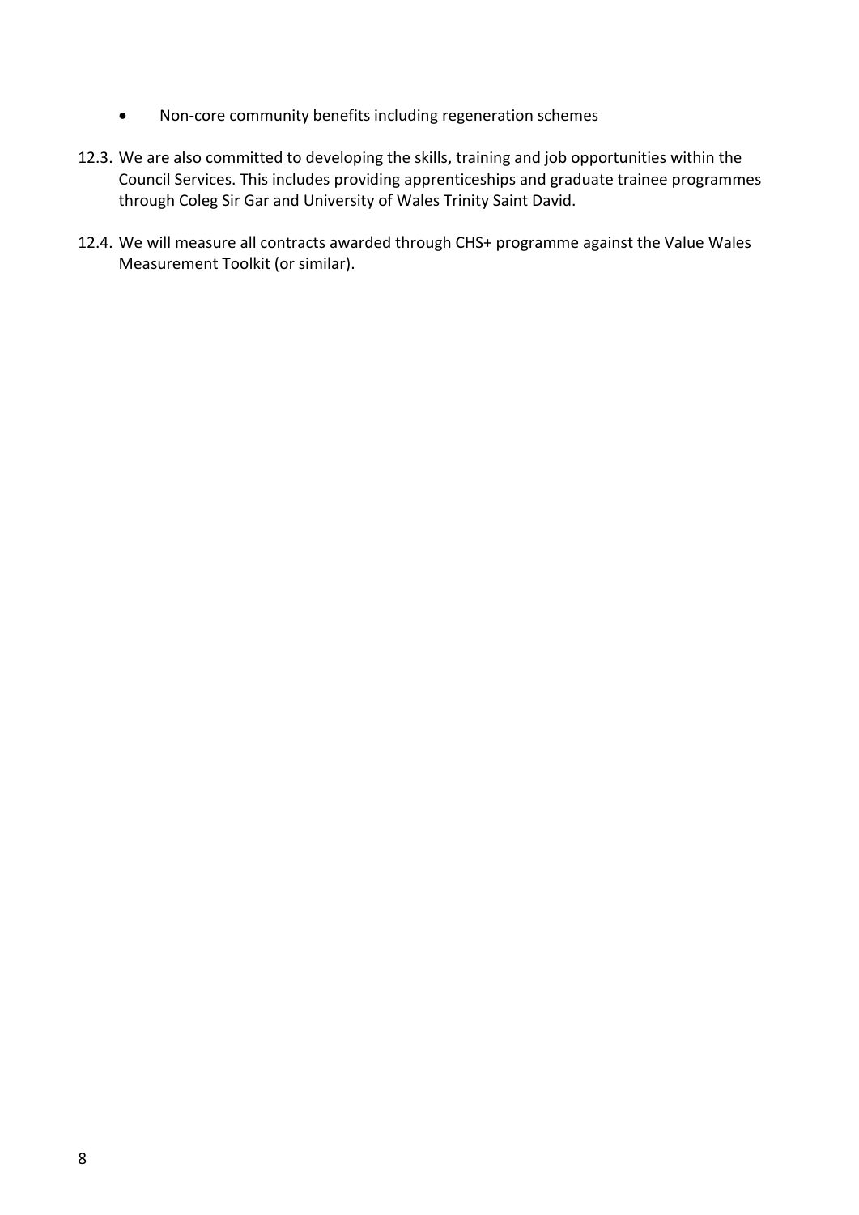- Non-core community benefits including regeneration schemes

12.3. We are also committed to developing the skills, training and job opportunities within the Council Services. This includes providing apprenticeships and graduate trainee programmes through Coleg Sir Gar and University of Wales Trinity Saint David.

12.4. We will measure all contracts awarded through CHS+ programme against the Value Wales Measurement Toolkit (or similar).